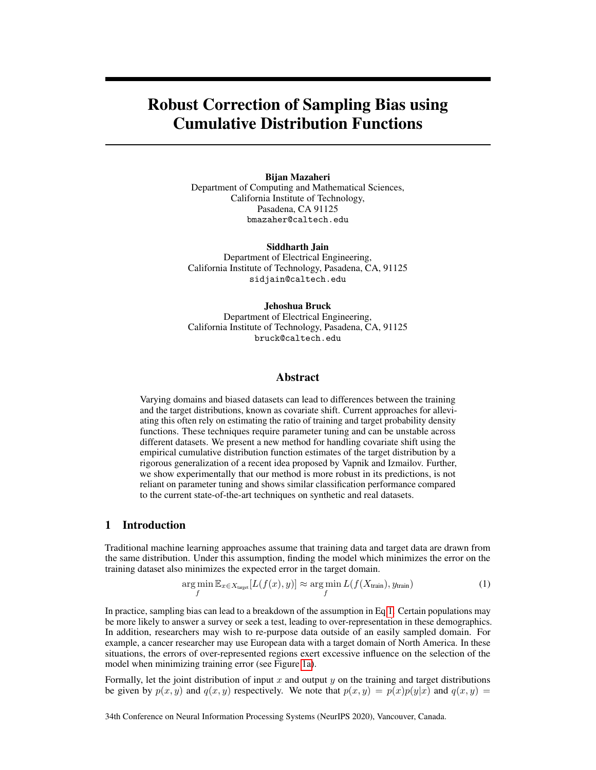# Robust Correction of Sampling Bias using Cumulative Distribution Functions

**Bijan Mazaheri**
Department of Computing and Mathematical Sciences,
California Institute of Technology,
Pasadena, CA 91125
bmazaher@caltech.edu

**Siddharth Jain**
Department of Electrical Engineering,
California Institute of Technology, Pasadena, CA, 91125
sidjain@caltech.edu

**Jehoshua Bruck**
Department of Electrical Engineering,
California Institute of Technology, Pasadena, CA, 91125
bruck@caltech.edu

## Abstract

Varying domains and biased datasets can lead to differences between the training and the target distributions, known as covariate shift. Current approaches for alleviating this often rely on estimating the ratio of training and target probability density functions. These techniques require parameter tuning and can be unstable across different datasets. We present a new method for handling covariate shift using the empirical cumulative distribution function estimates of the target distribution by a rigorous generalization of a recent idea proposed by Vapnik and Izmailov. Further, we show experimentally that our method is more robust in its predictions, is not reliant on parameter tuning and shows similar classification performance compared to the current state-of-the-art techniques on synthetic and real datasets.

## 1 Introduction

Traditional machine learning approaches assume that training data and target data are drawn from the same distribution. Under this assumption, finding the model which minimizes the error on the training dataset also minimizes the expected error in the target domain.

$$\arg\min_f \mathbb{E}_{x \in X_{\text{target}}}[L(f(x), y)] \approx \arg\min_f L(f(X_{\text{train}}), y_{\text{train}}) \quad (1)$$

In practice, sampling bias can lead to a breakdown of the assumption in Eq 1. Certain populations may be more likely to answer a survey or seek a test, leading to over-representation in these demographics. In addition, researchers may wish to re-purpose data outside of an easily sampled domain. For example, a cancer researcher may use European data with a target domain of North America. In these situations, the errors of over-represented regions exert excessive influence on the selection of the model when minimizing training error (see Figure 1a).

Formally, let the joint distribution of input $x$ and output $y$ on the training and target distributions be given by $p(x, y)$ and $q(x, y)$ respectively. We note that $p(x, y) = p(x)p(y|x)$ and $q(x, y) =$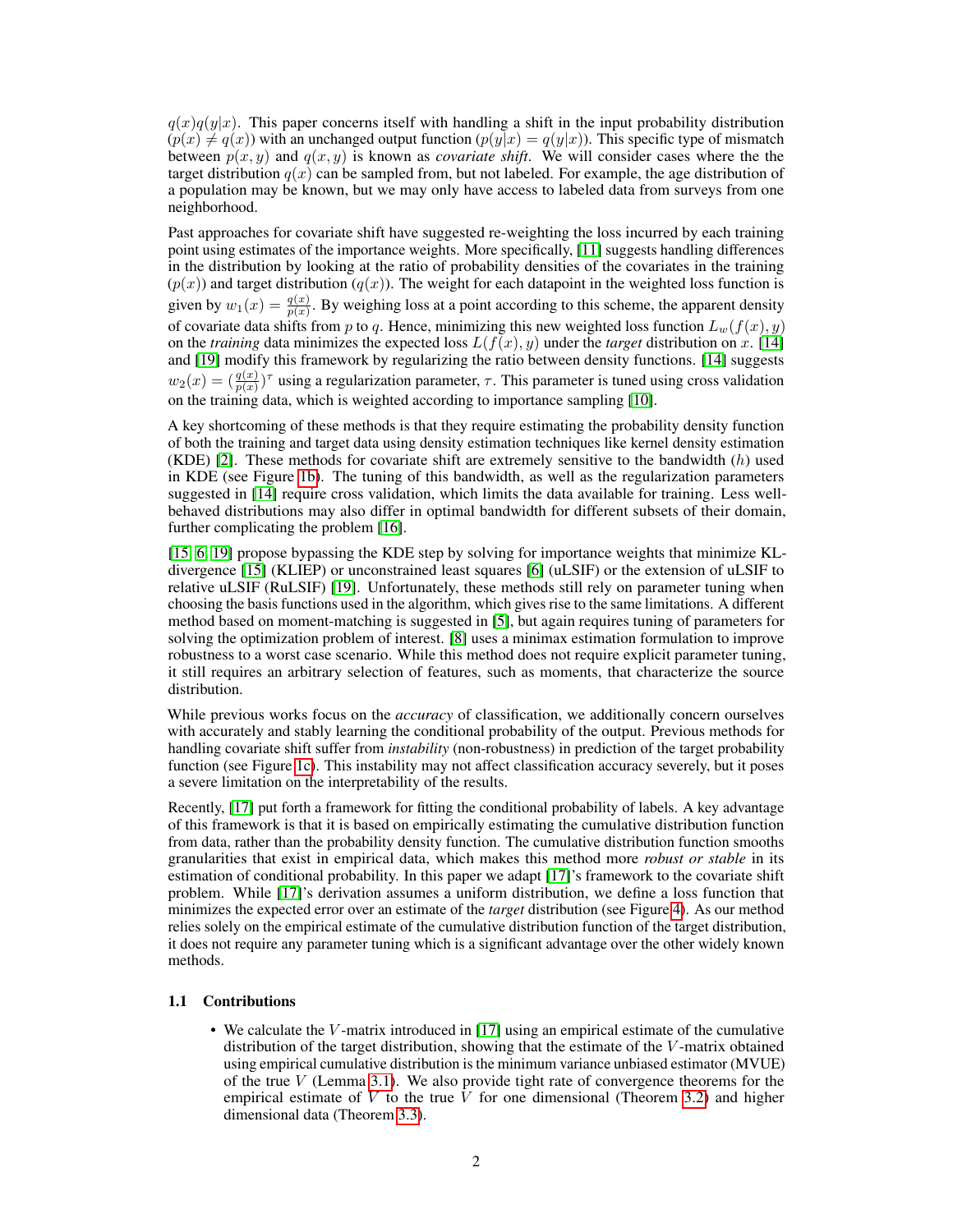$q(x)q(y|x)$. This paper concerns itself with handling a shift in the input probability distribution ($p(x) \neq q(x)$) with an unchanged output function ($p(y|x) = q(y|x)$). This specific type of mismatch between $p(x, y)$ and $q(x, y)$ is known as *covariate shift*. We will consider cases where the the target distribution $q(x)$ can be sampled from, but not labeled. For example, the age distribution of a population may be known, but we may only have access to labeled data from surveys from one neighborhood.

Past approaches for covariate shift have suggested re-weighting the loss incurred by each training point using estimates of the importance weights. More specifically, [11] suggests handling differences in the distribution by looking at the ratio of probability densities of the covariates in the training ($p(x)$) and target distribution ($q(x)$). The weight for each datapoint in the weighted loss function is given by $w_1(x) = \frac{q(x)}{p(x)}$. By weighing loss at a point according to this scheme, the apparent density of covariate data shifts from $p$ to $q$. Hence, minimizing this new weighted loss function $L_w(f(x), y)$ on the *training* data minimizes the expected loss $L(f(x), y)$ under the *target* distribution on $x$. [14] and [19] modify this framework by regularizing the ratio between density functions. [14] suggests $w_2(x) = (\frac{q(x)}{p(x)})^\tau$ using a regularization parameter, $\tau$. This parameter is tuned using cross validation on the training data, which is weighted according to importance sampling [10].

A key shortcoming of these methods is that they require estimating the probability density function of both the training and target data using density estimation techniques like kernel density estimation (KDE) [2]. These methods for covariate shift are extremely sensitive to the bandwidth ($h$) used in KDE (see Figure 1b). The tuning of this bandwidth, as well as the regularization parameters suggested in [14] require cross validation, which limits the data available for training. Less well-behaved distributions may also differ in optimal bandwidth for different subsets of their domain, further complicating the problem [16].

[15, 6, 19] propose bypassing the KDE step by solving for importance weights that minimize KL-divergence [15] (KLIEP) or unconstrained least squares [6] (uLSIF) or the extension of uLSIF to relative uLSIF (RuLSIF) [19]. Unfortunately, these methods still rely on parameter tuning when choosing the basis functions used in the algorithm, which gives rise to the same limitations. A different method based on moment-matching is suggested in [5], but again requires tuning of parameters for solving the optimization problem of interest. [8] uses a minimax estimation formulation to improve robustness to a worst case scenario. While this method does not require explicit parameter tuning, it still requires an arbitrary selection of features, such as moments, that characterize the source distribution.

While previous works focus on the *accuracy* of classification, we additionally concern ourselves with accurately and stably learning the conditional probability of the output. Previous methods for handling covariate shift suffer from *instability* (non-robustness) in prediction of the target probability function (see Figure 1c). This instability may not affect classification accuracy severely, but it poses a severe limitation on the interpretability of the results.

Recently, [17] put forth a framework for fitting the conditional probability of labels. A key advantage of this framework is that it is based on empirically estimating the cumulative distribution function from data, rather than the probability density function. The cumulative distribution function smooths granularities that exist in empirical data, which makes this method more *robust or stable* in its estimation of conditional probability. In this paper we adapt [17]'s framework to the covariate shift problem. While [17]'s derivation assumes a uniform distribution, we define a loss function that minimizes the expected error over an estimate of the *target* distribution (see Figure 4). As our method relies solely on the empirical estimate of the cumulative distribution function of the target distribution, it does not require any parameter tuning which is a significant advantage over the other widely known methods.

### 1.1 Contributions

- We calculate the $V$-matrix introduced in [17] using an empirical estimate of the cumulative distribution of the target distribution, showing that the estimate of the $V$-matrix obtained using empirical cumulative distribution is the minimum variance unbiased estimator (MVUE) of the true $V$ (Lemma 3.1). We also provide tight rate of convergence theorems for the empirical estimate of $V$ to the true $V$ for one dimensional (Theorem 3.2) and higher dimensional data (Theorem 3.3).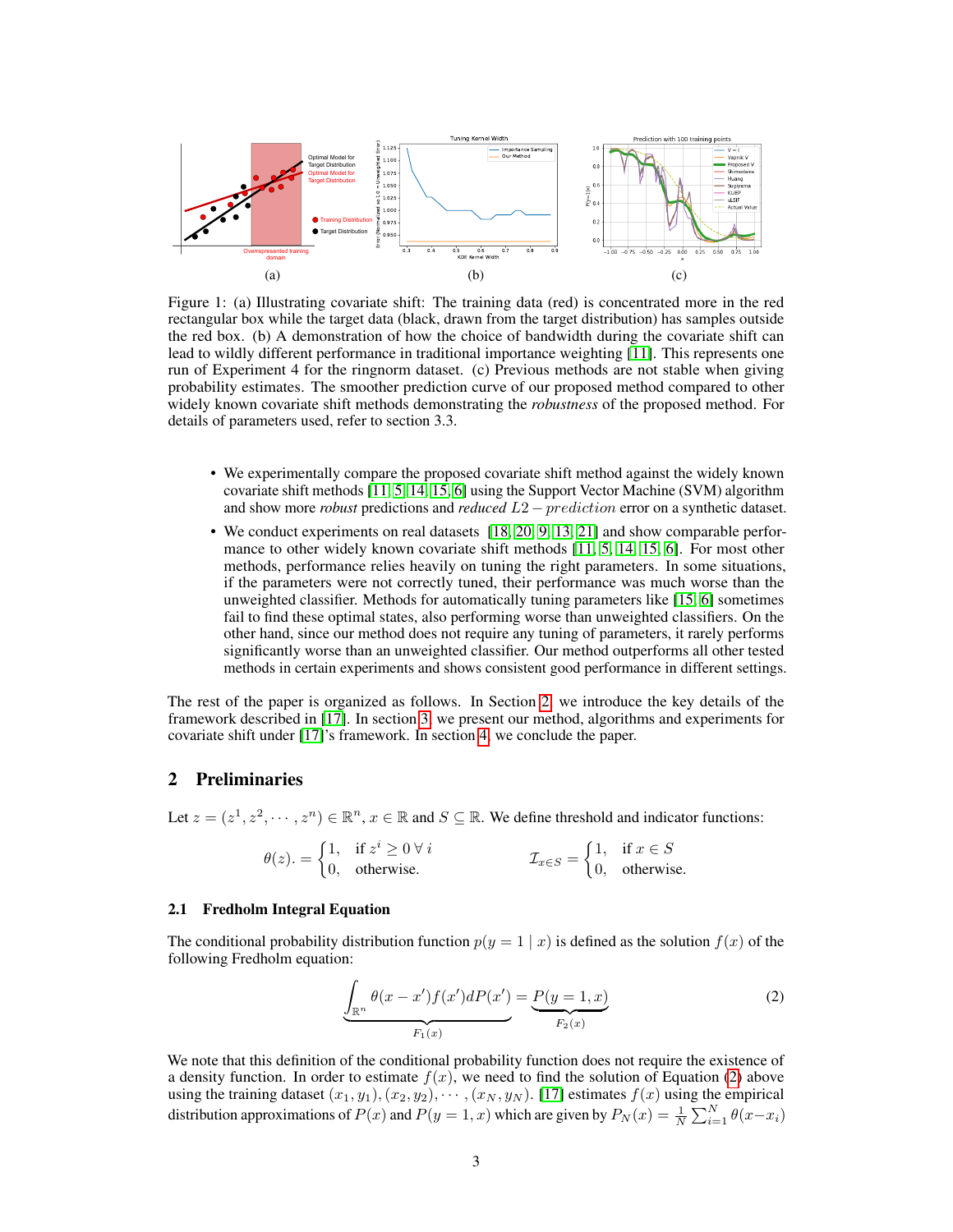Figure 1: (a) Illustrating covariate shift: The training data (red) is concentrated more in the red rectangular box while the target data (black, drawn from the target distribution) has samples outside the red box. (b) A demonstration of how the choice of bandwidth during the covariate shift can lead to wildly different performance in traditional importance weighting [11]. This represents one run of Experiment 4 for the ringnorm dataset. (c) Previous methods are not stable when giving probability estimates. The smoother prediction curve of our proposed method compared to other widely known covariate shift methods demonstrating the *robustness* of the proposed method. For details of parameters used, refer to section 3.3.

- We experimentally compare the proposed covariate shift method against the widely known covariate shift methods [11, 5, 14, 15, 6] using the Support Vector Machine (SVM) algorithm and show more *robust* predictions and *reduced* $L2-prediction$ error on a synthetic dataset.
- We conduct experiments on real datasets [18, 20, 9, 13, 21] and show comparable performance to other widely known covariate shift methods [11, 5, 14, 15, 6]. For most other methods, performance relies heavily on tuning the right parameters. In some situations, if the parameters were not correctly tuned, their performance was much worse than the unweighted classifier. Methods for automatically tuning parameters like [15, 6] sometimes fail to find these optimal states, also performing worse than unweighted classifiers. On the other hand, since our method does not require any tuning of parameters, it rarely performs significantly worse than an unweighted classifier. Our method outperforms all other tested methods in certain experiments and shows consistent good performance in different settings.

The rest of the paper is organized as follows. In Section 2, we introduce the key details of the framework described in [17]. In section 3, we present our method, algorithms and experiments for covariate shift under [17]'s framework. In section 4, we conclude the paper.

## 2 Preliminaries

Let $z = (z^1, z^2, \cdots, z^n) \in \mathbb{R}^n$, $x \in \mathbb{R}$ and $S \subseteq \mathbb{R}$. We define threshold and indicator functions:

$$\theta(z). = \begin{cases} 1, & \text{if } z^i \geq 0 \; \forall \; i \\ 0, & \text{otherwise.} \end{cases} \qquad \mathcal{I}_{x \in S} = \begin{cases} 1, & \text{if } x \in S \\ 0, & \text{otherwise.} \end{cases}$$

### 2.1 Fredholm Integral Equation

The conditional probability distribution function $p(y = 1 \mid x)$ is defined as the solution $f(x)$ of the following Fredholm equation:

$$\underbrace{\int_{\mathbb{R}^n} \theta(x - x') f(x') dP(x')}_{F_1(x)} = \underbrace{P(y = 1, x)}_{F_2(x)} \tag{2}$$

We note that this definition of the conditional probability function does not require the existence of a density function. In order to estimate $f(x)$, we need to find the solution of Equation (2) above using the training dataset $(x_1, y_1), (x_2, y_2), \cdots, (x_N, y_N)$. [17] estimates $f(x)$ using the empirical distribution approximations of $P(x)$ and $P(y = 1, x)$ which are given by $P_N(x) = \frac{1}{N} \sum_{i=1}^{N} \theta(x - x_i)$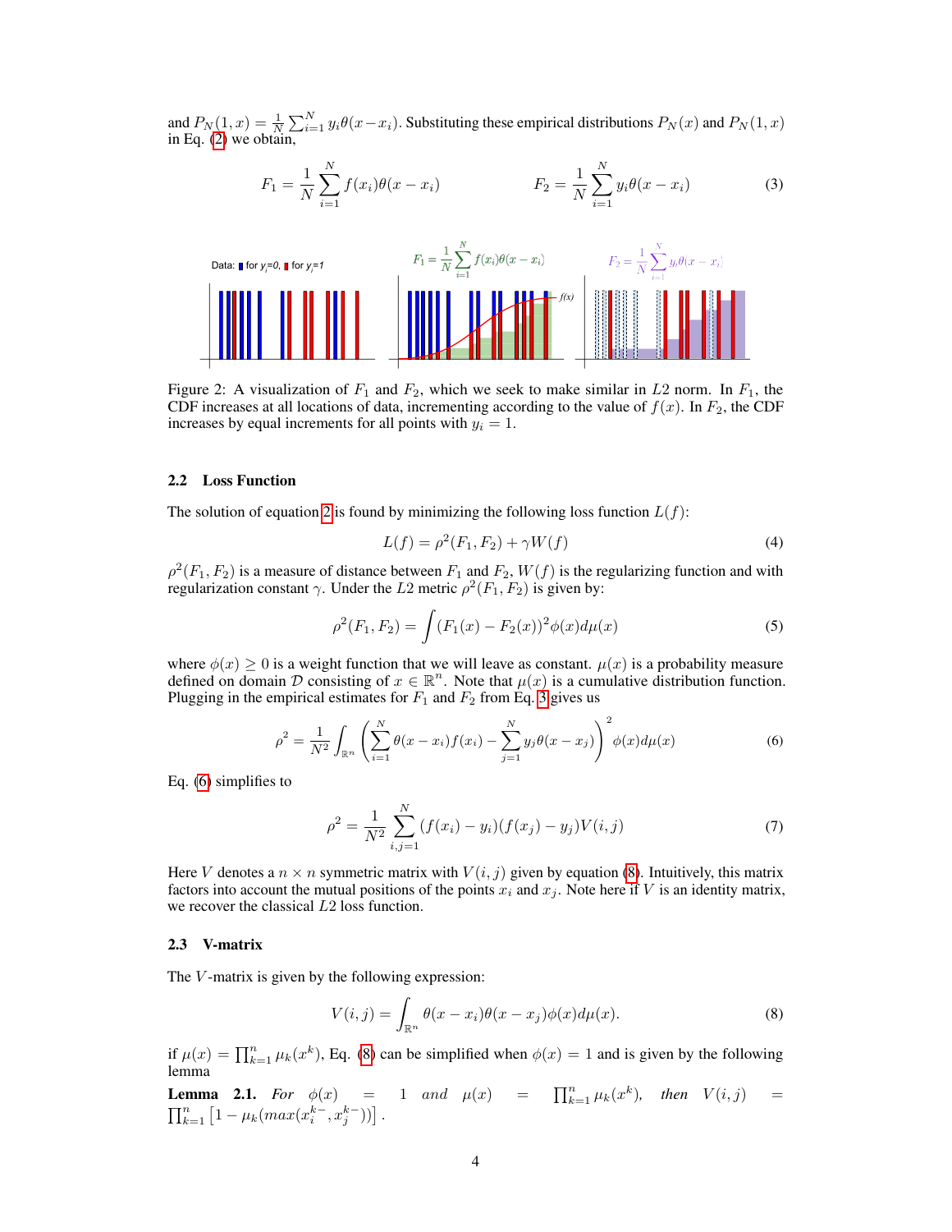and $P_N(1,x) = \frac{1}{N}\sum_{i=1}^{N} y_i \theta(x - x_i)$. Substituting these empirical distributions $P_N(x)$ and $P_N(1,x)$ in Eq. (2) we obtain,

$$F_1 = \frac{1}{N}\sum_{i=1}^{N} f(x_i)\theta(x - x_i) \qquad\qquad F_2 = \frac{1}{N}\sum_{i=1}^{N} y_i \theta(x - x_i) \tag{3}$$

Figure 2: A visualization of $F_1$ and $F_2$, which we seek to make similar in $L2$ norm. In $F_1$, the CDF increases at all locations of data, incrementing according to the value of $f(x)$. In $F_2$, the CDF increases by equal increments for all points with $y_i = 1$.

### 2.2 Loss Function

The solution of equation 2 is found by minimizing the following loss function $L(f)$:

$$L(f) = \rho^2(F_1, F_2) + \gamma W(f) \tag{4}$$

$\rho^2(F_1, F_2)$ is a measure of distance between $F_1$ and $F_2$, $W(f)$ is the regularizing function and with regularization constant $\gamma$. Under the $L2$ metric $\rho^2(F_1, F_2)$ is given by:

$$\rho^2(F_1, F_2) = \int (F_1(x) - F_2(x))^2 \phi(x) d\mu(x) \tag{5}$$

where $\phi(x) \geq 0$ is a weight function that we will leave as constant. $\mu(x)$ is a probability measure defined on domain $\mathcal{D}$ consisting of $x \in \mathbb{R}^n$. Note that $\mu(x)$ is a cumulative distribution function. Plugging in the empirical estimates for $F_1$ and $F_2$ from Eq. 3 gives us

$$\rho^2 = \frac{1}{N^2}\int_{\mathbb{R}^n} \left( \sum_{i=1}^{N} \theta(x - x_i) f(x_i) - \sum_{j=1}^{N} y_j \theta(x - x_j) \right)^2 \phi(x) d\mu(x) \tag{6}$$

Eq. (6) simplifies to

$$\rho^2 = \frac{1}{N^2}\sum_{i,j=1}^{N} (f(x_i) - y_i)(f(x_j) - y_j) V(i,j) \tag{7}$$

Here $V$ denotes a $n \times n$ symmetric matrix with $V(i,j)$ given by equation (8). Intuitively, this matrix factors into account the mutual positions of the points $x_i$ and $x_j$. Note here if $V$ is an identity matrix, we recover the classical $L2$ loss function.

### 2.3 V-matrix

The $V$-matrix is given by the following expression:

$$V(i,j) = \int_{\mathbb{R}^n} \theta(x - x_i)\theta(x - x_j)\phi(x) d\mu(x). \tag{8}$$

if $\mu(x) = \prod_{k=1}^{n} \mu_k(x^k)$, Eq. (8) can be simplified when $\phi(x) = 1$ and is given by the following lemma

**Lemma 2.1.** *For* $\phi(x) = 1$ *and* $\mu(x) = \prod_{k=1}^{n} \mu_k(x^k)$, *then* $V(i,j) = \prod_{k=1}^{n} \left[1 - \mu_k(max(x_i^{k-}, x_j^{k-}))\right]$.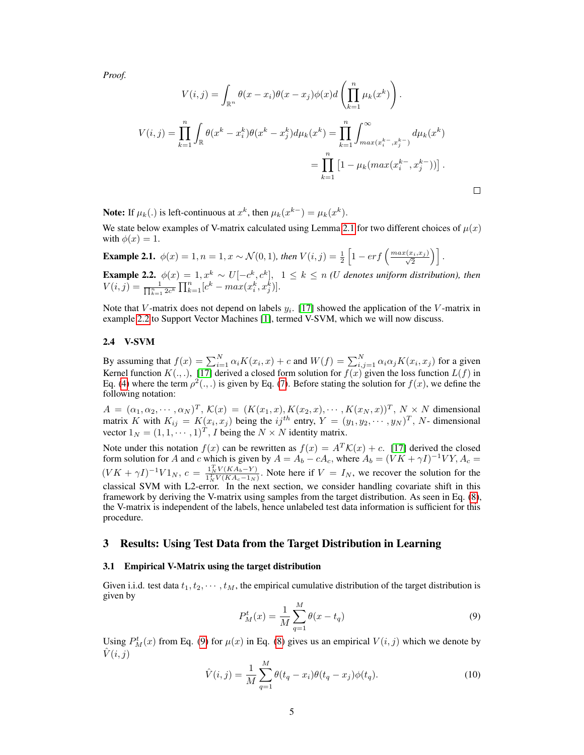*Proof.*

$$V(i,j) = \int_{\mathbb{R}^n} \theta(x - x_i)\theta(x - x_j)\phi(x) d\left(\prod_{k=1}^{n} \mu_k(x^k)\right).$$

$$V(i,j) = \prod_{k=1}^{n} \int_{\mathbb{R}} \theta(x^k - x_i^k)\theta(x^k - x_j^k) d\mu_k(x^k) = \prod_{k=1}^{n} \int_{max(x_i^{k-}, x_j^{k-})}^{\infty} d\mu_k(x^k)$$

$$= \prod_{k=1}^{n} \left[1 - \mu_k(max(x_i^{k-}, x_j^{k-}))\right].$$

□

**Note:** If $\mu_k(.)$ is left-continuous at $x^k$, then $\mu_k(x^{k-}) = \mu_k(x^k)$.

We state below examples of V-matrix calculated using Lemma 2.1 for two different choices of $\mu(x)$ with $\phi(x) = 1$.

**Example 2.1.** *$\phi(x) = 1, n = 1, x \sim \mathcal{N}(0,1)$, then $V(i,j) = \frac{1}{2}\left[1 - erf\left(\frac{max(x_i, x_j)}{\sqrt{2}}\right)\right]$.*

**Example 2.2.** *$\phi(x) = 1, x^k \sim U[-c^k, c^k]$, $1 \leq k \leq n$ (U denotes uniform distribution), then $V(i,j) = \frac{1}{\prod_{k=1}^{n} 2c^k} \prod_{k=1}^{n} [c^k - max(x_i^k, x_j^k)]$.*

Note that $V$-matrix does not depend on labels $y_i$. [17] showed the application of the $V$-matrix in example 2.2 to Support Vector Machines [1], termed V-SVM, which we will now discuss.

### 2.4 V-SVM

By assuming that $f(x) = \sum_{i=1}^{N} \alpha_i K(x_i, x) + c$ and $W(f) = \sum_{i,j=1}^{N} \alpha_i \alpha_j K(x_i, x_j)$ for a given Kernel function $K(.,.)$, [17] derived a closed form solution for $f(x)$ given the loss function $L(f)$ in Eq. (4) where the term $\rho^2(.,.)$ is given by Eq. (7). Before stating the solution for $f(x)$, we define the following notation:

$A = (\alpha_1, \alpha_2, \cdots, \alpha_N)^T$, $\mathcal{K}(x) = (K(x_1, x), K(x_2, x), \cdots, K(x_N, x))^T$, $N \times N$ dimensional matrix $K$ with $K_{ij} = K(x_i, x_j)$ being the $ij^{th}$ entry, $Y = (y_1, y_2, \cdots, y_N)^T$, $N$- dimensional vector $1_N = (1, 1, \cdots, 1)^T$, $I$ being the $N \times N$ identity matrix.

Note under this notation $f(x)$ can be rewritten as $f(x) = A^T \mathcal{K}(x) + c$. [17] derived the closed form solution for $A$ and $c$ which is given by $A = A_b - cA_c$, where $A_b = (VK + \gamma I)^{-1} VY$, $A_c = (VK + \gamma I)^{-1} V 1_N$, $c = \frac{1_N^T V(KA_b - Y)}{1_N^T V(KA_c - 1_N)}$. Note here if $V = I_N$, we recover the solution for the classical SVM with L2-error. In the next section, we consider handling covariate shift in this framework by deriving the V-matrix using samples from the target distribution. As seen in Eq. (8), the V-matrix is independent of the labels, hence unlabeled test data information is sufficient for this procedure.

## 3 Results: Using Test Data from the Target Distribution in Learning

### 3.1 Empirical V-Matrix using the target distribution

Given i.i.d. test data $t_1, t_2, \cdots, t_M$, the empirical cumulative distribution of the target distribution is given by

$$P_M^t(x) = \frac{1}{M} \sum_{q=1}^{M} \theta(x - t_q) \tag{9}$$

Using $P_M^t(x)$ from Eq. (9) for $\mu(x)$ in Eq. (8) gives us an empirical $V(i,j)$ which we denote by $\hat{V}(i,j)$

$$\hat{V}(i,j) = \frac{1}{M} \sum_{q=1}^{M} \theta(t_q - x_i)\theta(t_q - x_j)\phi(t_q). \tag{10}$$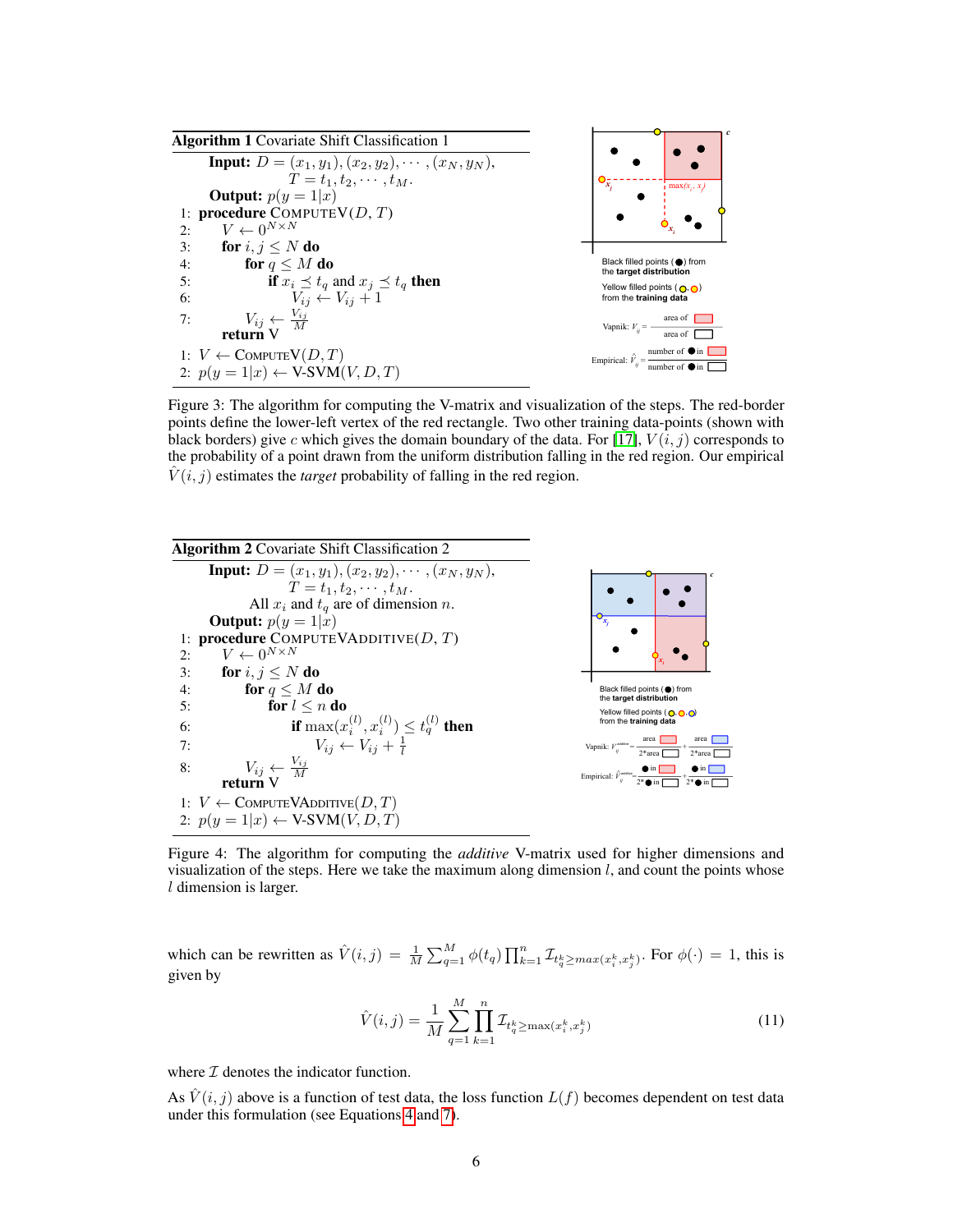**Algorithm 1** Covariate Shift Classification 1

```
    Input: D = (x_1, y_1), (x_2, y_2), ..., (x_N, y_N),
           T = t_1, t_2, ..., t_M.
    Output: p(y = 1|x)
 1: procedure COMPUTEV(D, T)
 2:     V ← 0^{N×N}
 3:     for i, j ≤ N do
 4:         for q ≤ M do
 5:             if x_i ⪯ t_q and x_j ⪯ t_q then
 6:                 V_ij ← V_ij + 1
 7:         V_ij ← V_ij / M
        return V

 1: V ← COMPUTEV(D, T)
 2: p(y = 1|x) ← V-SVM(V, D, T)
```

Figure 3: The algorithm for computing the V-matrix and visualization of the steps. The red-border points define the lower-left vertex of the red rectangle. Two other training data-points (shown with black borders) give $c$ which gives the domain boundary of the data. For [17], $V(i, j)$ corresponds to the probability of a point drawn from the uniform distribution falling in the red region. Our empirical $\hat{V}(i, j)$ estimates the *target* probability of falling in the red region.

**Algorithm 2** Covariate Shift Classification 2

```
    Input: D = (x_1, y_1), (x_2, y_2), ..., (x_N, y_N),
           T = t_1, t_2, ..., t_M.
           All x_i and t_q are of dimension n.
    Output: p(y = 1|x)
 1: procedure COMPUTEVADDITIVE(D, T)
 2:     V ← 0^{N×N}
 3:     for i, j ≤ N do
 4:         for q ≤ M do
 5:             for l ≤ n do
 6:                 if max(x_i^(l), x_i^(l)) ≤ t_q^(l) then
 7:                     V_ij ← V_ij + 1/l
 8:         V_ij ← V_ij / M
        return V

 1: V ← COMPUTEVADDITIVE(D, T)
 2: p(y = 1|x) ← V-SVM(V, D, T)
```

Figure 4: The algorithm for computing the *additive* V-matrix used for higher dimensions and visualization of the steps. Here we take the maximum along dimension $l$, and count the points whose $l$ dimension is larger.

which can be rewritten as $\hat{V}(i, j) = \frac{1}{M} \sum_{q=1}^{M} \phi(t_q) \prod_{k=1}^{n} \mathcal{I}_{t_q^k \geq max(x_i^k, x_j^k)}$. For $\phi(\cdot) = 1$, this is given by

$$\hat{V}(i, j) = \frac{1}{M} \sum_{q=1}^{M} \prod_{k=1}^{n} \mathcal{I}_{t_q^k \geq \max(x_i^k, x_j^k)} \tag{11}$$

where $\mathcal{I}$ denotes the indicator function.

As $\hat{V}(i, j)$ above is a function of test data, the loss function $L(f)$ becomes dependent on test data under this formulation (see Equations 4 and 7).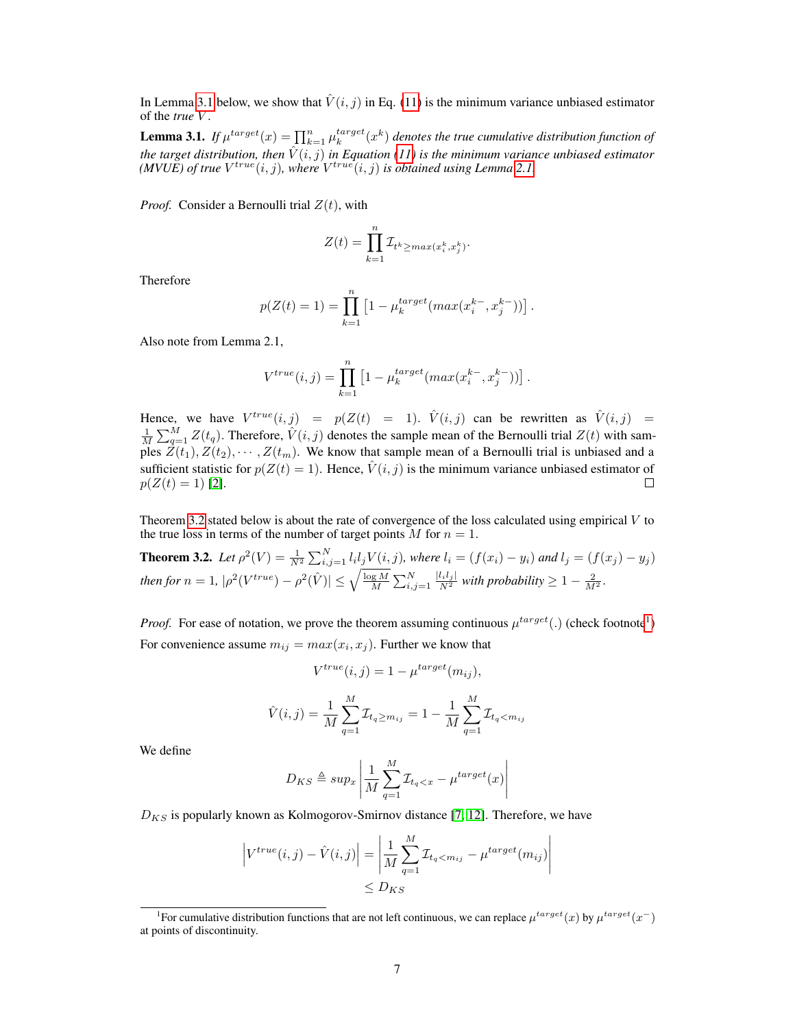In Lemma 3.1 below, we show that $\hat{V}(i,j)$ in Eq. (11) is the minimum variance unbiased estimator of the *true* $V$.

**Lemma 3.1.** *If $\mu^{target}(x) = \prod_{k=1}^{n} \mu_k^{target}(x^k)$ denotes the true cumulative distribution function of the target distribution, then $\hat{V}(i,j)$ in Equation (11) is the minimum variance unbiased estimator (MVUE) of true $V^{true}(i,j)$, where $V^{true}(i,j)$ is obtained using Lemma 2.1.*

*Proof.* Consider a Bernoulli trial $Z(t)$, with

$$Z(t) = \prod_{k=1}^{n} \mathcal{I}_{t^k \geq max(x_i^k, x_j^k)}.$$

Therefore

$$p(Z(t) = 1) = \prod_{k=1}^{n} \left[1 - \mu_k^{target}(max(x_i^{k-}, x_j^{k-}))\right].$$

Also note from Lemma 2.1,

$$V^{true}(i,j) = \prod_{k=1}^{n} \left[1 - \mu_k^{target}(max(x_i^{k-}, x_j^{k-}))\right].$$

Hence, we have $V^{true}(i,j) = p(Z(t) = 1)$. $\hat{V}(i,j)$ can be rewritten as $\hat{V}(i,j) = \frac{1}{M}\sum_{q=1}^{M} Z(t_q)$. Therefore, $\hat{V}(i,j)$ denotes the sample mean of the Bernoulli trial $Z(t)$ with samples $Z(t_1), Z(t_2), \cdots, Z(t_m)$. We know that sample mean of a Bernoulli trial is unbiased and a sufficient statistic for $p(Z(t) = 1)$. Hence, $\hat{V}(i,j)$ is the minimum variance unbiased estimator of $p(Z(t) = 1)$ [2]. □

Theorem 3.2 stated below is about the rate of convergence of the loss calculated using empirical $V$ to the true loss in terms of the number of target points $M$ for $n = 1$.

**Theorem 3.2.** *Let $\rho^2(V) = \frac{1}{N^2}\sum_{i,j=1}^{N} l_i l_j V(i,j)$, where $l_i = (f(x_i) - y_i)$ and $l_j = (f(x_j) - y_j)$ then for $n = 1$, $|\rho^2(V^{true}) - \rho^2(\hat{V})| \leq \sqrt{\frac{\log M}{M}} \sum_{i,j=1}^{N} \frac{|l_i l_j|}{N^2}$ with probability $\geq 1 - \frac{2}{M^2}$.*

*Proof.* For ease of notation, we prove the theorem assuming continuous $\mu^{target}(.)$ (check footnote[1]) For convenience assume $m_{ij} = max(x_i, x_j)$. Further we know that

$$V^{true}(i,j) = 1 - \mu^{target}(m_{ij}),$$

$$\hat{V}(i,j) = \frac{1}{M}\sum_{q=1}^{M} \mathcal{I}_{t_q \geq m_{ij}} = 1 - \frac{1}{M}\sum_{q=1}^{M} \mathcal{I}_{t_q < m_{ij}}$$

We define

$$D_{KS} \triangleq sup_x \left| \frac{1}{M}\sum_{q=1}^{M} \mathcal{I}_{t_q < x} - \mu^{target}(x) \right|$$

$D_{KS}$ is popularly known as Kolmogorov-Smirnov distance [7, 12]. Therefore, we have

$$\left|V^{true}(i,j) - \hat{V}(i,j)\right| = \left| \frac{1}{M}\sum_{q=1}^{M} \mathcal{I}_{t_q < m_{ij}} - \mu^{target}(m_{ij}) \right|$$
$$\leq D_{KS}$$

[1] For cumulative distribution functions that are not left continuous, we can replace $\mu^{target}(x)$ by $\mu^{target}(x^-)$ at points of discontinuity.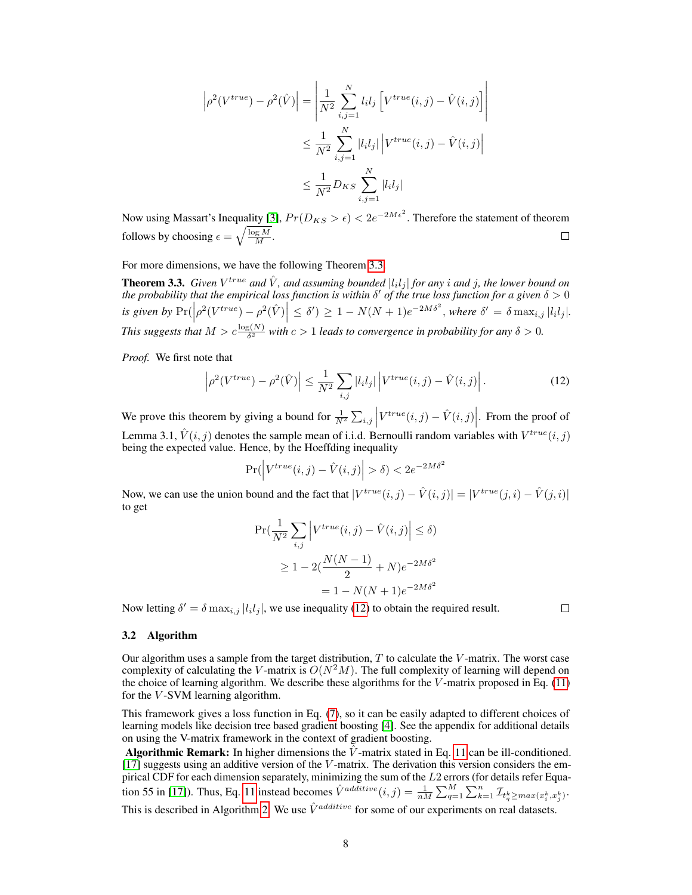$$
\begin{aligned}
\left|\rho^2(V^{true}) - \rho^2(\hat{V})\right| &= \left|\frac{1}{N^2}\sum_{i,j=1}^{N} l_i l_j \left[V^{true}(i,j) - \hat{V}(i,j)\right]\right| \\
&\leq \frac{1}{N^2}\sum_{i,j=1}^{N} |l_i l_j| \left|V^{true}(i,j) - \hat{V}(i,j)\right| \\
&\leq \frac{1}{N^2} D_{KS} \sum_{i,j=1}^{N} |l_i l_j|
\end{aligned}
$$

Now using Massart's Inequality [3], $Pr(D_{KS} > \epsilon) < 2e^{-2M\epsilon^2}$. Therefore the statement of theorem follows by choosing $\epsilon = \sqrt{\frac{\log M}{M}}$. □

For more dimensions, we have the following Theorem 3.3.

**Theorem 3.3.** *Given $V^{true}$ and $\hat{V}$, and assuming bounded $|l_i l_j|$ for any $i$ and $j$, the lower bound on the probability that the empirical loss function is within $\delta'$ of the true loss function for a given $\delta > 0$ is given by $\Pr(\left|\rho^2(V^{true}) - \rho^2(\hat{V})\right| \leq \delta') \geq 1 - N(N+1)e^{-2M\delta^2}$, where $\delta' = \delta \max_{i,j} |l_i l_j|$. This suggests that $M > c\frac{\log(N)}{\delta^2}$ with $c > 1$ leads to convergence in probability for any $\delta > 0$.*

*Proof.* We first note that

$$
\left|\rho^2(V^{true}) - \rho^2(\hat{V})\right| \leq \frac{1}{N^2}\sum_{i,j} |l_i l_j| \left|V^{true}(i,j) - \hat{V}(i,j)\right|. \tag{12}
$$

We prove this theorem by giving a bound for $\frac{1}{N^2}\sum_{i,j}\left|V^{true}(i,j) - \hat{V}(i,j)\right|$. From the proof of Lemma 3.1, $\hat{V}(i,j)$ denotes the sample mean of i.i.d. Bernoulli random variables with $V^{true}(i,j)$ being the expected value. Hence, by the Hoeffding inequality

$$
\Pr(\left|V^{true}(i,j) - \hat{V}(i,j)\right| > \delta) < 2e^{-2M\delta^2}
$$

Now, we can use the union bound and the fact that $|V^{true}(i,j) - \hat{V}(i,j)| = |V^{true}(j,i) - \hat{V}(j,i)|$ to get

$$
\begin{aligned}
&\Pr(\frac{1}{N^2}\sum_{i,j}\left|V^{true}(i,j) - \hat{V}(i,j)\right| \leq \delta) \\
&\geq 1 - 2(\frac{N(N-1)}{2} + N)e^{-2M\delta^2} \\
&= 1 - N(N+1)e^{-2M\delta^2}
\end{aligned}
$$

Now letting $\delta' = \delta \max_{i,j} |l_i l_j|$, we use inequality (12) to obtain the required result. □

### 3.2 Algorithm

Our algorithm uses a sample from the target distribution, $T$ to calculate the $V$-matrix. The worst case complexity of calculating the $V$-matrix is $O(N^2 M)$. The full complexity of learning will depend on the choice of learning algorithm. We describe these algorithms for the $V$-matrix proposed in Eq. (11) for the $V$-SVM learning algorithm.

This framework gives a loss function in Eq. (7), so it can be easily adapted to different choices of learning models like decision tree based gradient boosting [4]. See the appendix for additional details on using the V-matrix framework in the context of gradient boosting.

**Algorithmic Remark:** In higher dimensions the $\hat{V}$-matrix stated in Eq. 11 can be ill-conditioned. [17] suggests using an additive version of the $V$-matrix. The derivation this version considers the empirical CDF for each dimension separately, minimizing the sum of the $L2$ errors (for details refer Equation 55 in [17]). Thus, Eq. 11 instead becomes $\hat{V}^{additive}(i,j) = \frac{1}{nM}\sum_{q=1}^{M}\sum_{k=1}^{n}\mathcal{I}_{t_q^k \geq max(x_i^k, x_j^k)}$. This is described in Algorithm 2. We use $\hat{V}^{additive}$ for some of our experiments on real datasets.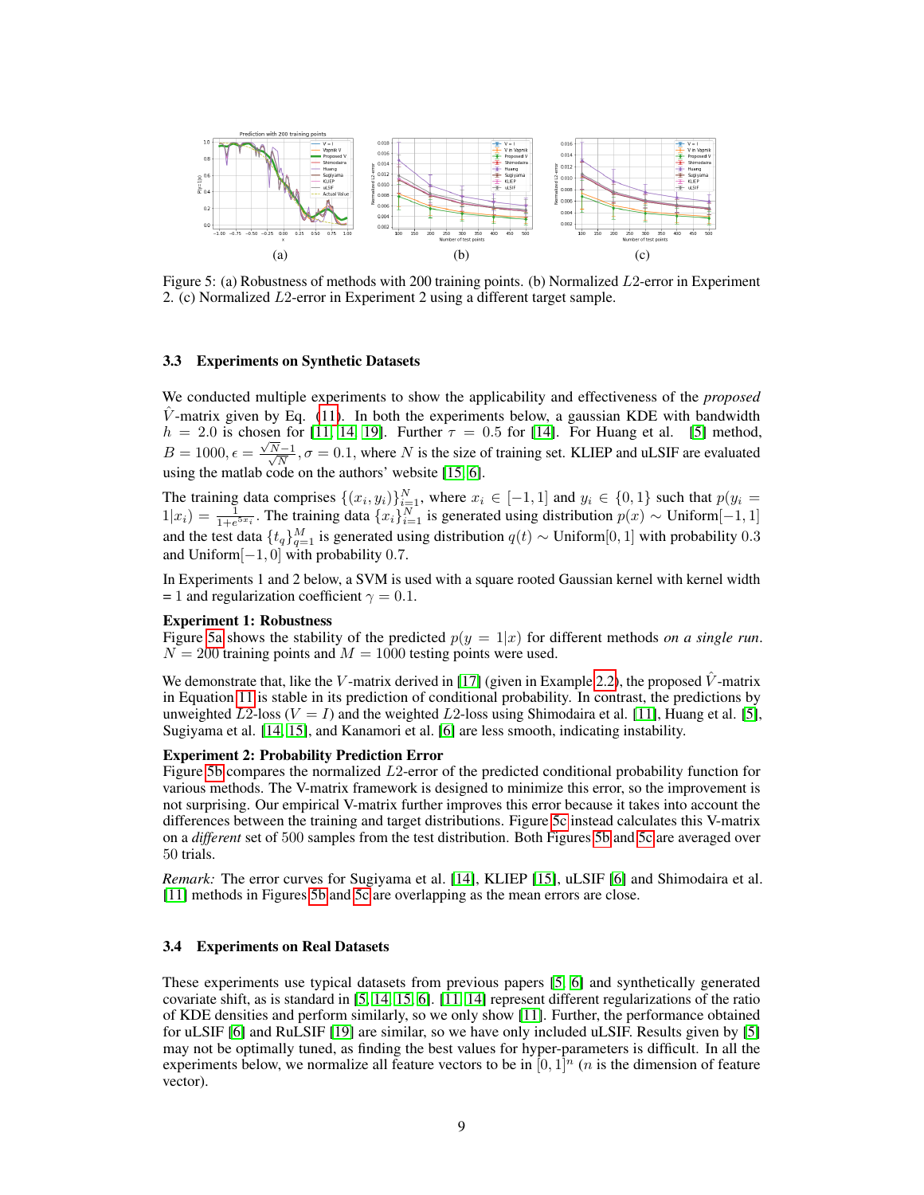Figure 5: (a) Robustness of methods with 200 training points. (b) Normalized $L2$-error in Experiment 2. (c) Normalized $L2$-error in Experiment 2 using a different target sample.

### 3.3 Experiments on Synthetic Datasets

We conducted multiple experiments to show the applicability and effectiveness of the *proposed* $\hat{V}$-matrix given by Eq. (11). In both the experiments below, a gaussian KDE with bandwidth $h = 2.0$ is chosen for [11, 14, 19]. Further $\tau = 0.5$ for [14]. For Huang et al. [5] method, $B = 1000, \epsilon = \frac{\sqrt{N}-1}{\sqrt{N}}, \sigma = 0.1$, where $N$ is the size of training set. KLIEP and uLSIF are evaluated using the matlab code on the authors' website [15, 6].

The training data comprises $\{(x_i, y_i)\}_{i=1}^{N}$, where $x_i \in [-1, 1]$ and $y_i \in \{0, 1\}$ such that $p(y_i = 1|x_i) = \frac{1}{1+e^{5x_i}}$. The training data $\{x_i\}_{i=1}^{N}$ is generated using distribution $p(x) \sim$ Uniform$[-1, 1]$ and the test data $\{t_q\}_{q=1}^{M}$ is generated using distribution $q(t) \sim$ Uniform$[0, 1]$ with probability 0.3 and Uniform$[-1, 0]$ with probability 0.7.

In Experiments 1 and 2 below, a SVM is used with a square rooted Gaussian kernel with kernel width = 1 and regularization coefficient $\gamma = 0.1$.

**Experiment 1: Robustness**
Figure 5a shows the stability of the predicted $p(y = 1|x)$ for different methods *on a single run*. $N = 200$ training points and $M = 1000$ testing points were used.

We demonstrate that, like the $V$-matrix derived in [17] (given in Example 2.2), the proposed $\hat{V}$-matrix in Equation 11 is stable in its prediction of conditional probability. In contrast, the predictions by unweighted $L2$-loss ($V = I$) and the weighted $L2$-loss using Shimodaira et al. [11], Huang et al. [5], Sugiyama et al. [14, 15], and Kanamori et al. [6] are less smooth, indicating instability.

**Experiment 2: Probability Prediction Error**
Figure 5b compares the normalized $L2$-error of the predicted conditional probability function for various methods. The V-matrix framework is designed to minimize this error, so the improvement is not surprising. Our empirical V-matrix further improves this error because it takes into account the differences between the training and target distributions. Figure 5c instead calculates this V-matrix on a *different* set of 500 samples from the test distribution. Both Figures 5b and 5c are averaged over 50 trials.

*Remark:* The error curves for Sugiyama et al. [14], KLIEP [15], uLSIF [6] and Shimodaira et al. [11] methods in Figures 5b and 5c are overlapping as the mean errors are close.

### 3.4 Experiments on Real Datasets

These experiments use typical datasets from previous papers [5, 6] and synthetically generated covariate shift, as is standard in [5, 14, 15, 6]. [11, 14] represent different regularizations of the ratio of KDE densities and perform similarly, so we only show [11]. Further, the performance obtained for uLSIF [6] and RuLSIF [19] are similar, so we have only included uLSIF. Results given by [5] may not be optimally tuned, as finding the best values for hyper-parameters is difficult. In all the experiments below, we normalize all feature vectors to be in $[0, 1]^n$ ($n$ is the dimension of feature vector).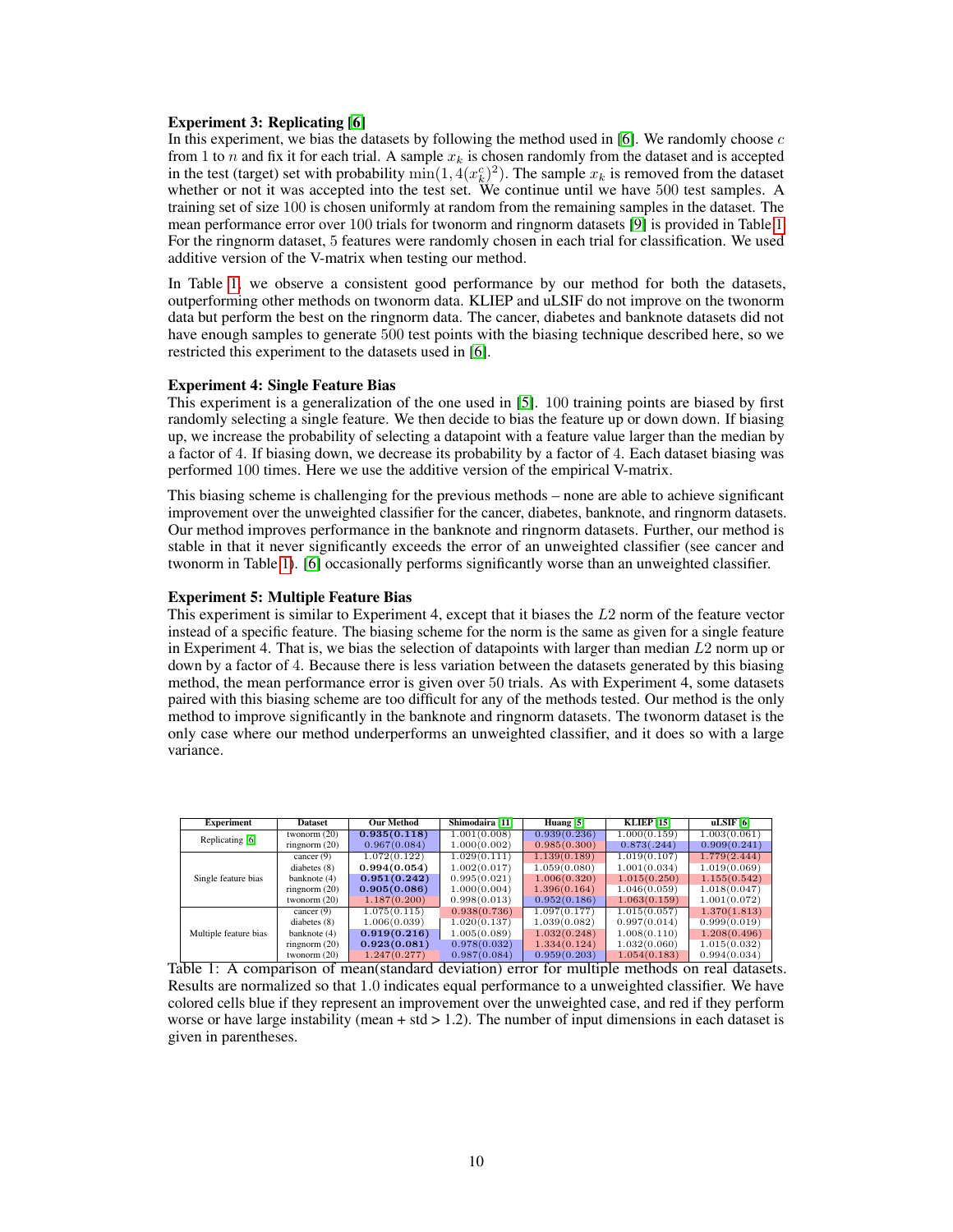**Experiment 3: Replicating [6]**
In this experiment, we bias the datasets by following the method used in [6]. We randomly choose $c$ from 1 to $n$ and fix it for each trial. A sample $x_k$ is chosen randomly from the dataset and is accepted in the test (target) set with probability $\min(1, 4(x_k^c)^2)$. The sample $x_k$ is removed from the dataset whether or not it was accepted into the test set. We continue until we have 500 test samples. A training set of size 100 is chosen uniformly at random from the remaining samples in the dataset. The mean performance error over 100 trials for twonorm and ringnorm datasets [9] is provided in Table 1. For the ringnorm dataset, 5 features were randomly chosen in each trial for classification. We used additive version of the V-matrix when testing our method.

In Table 1, we observe a consistent good performance by our method for both the datasets, outperforming other methods on twonorm data. KLIEP and uLSIF do not improve on the twonorm data but perform the best on the ringnorm data. The cancer, diabetes and banknote datasets did not have enough samples to generate 500 test points with the biasing technique described here, so we restricted this experiment to the datasets used in [6].

**Experiment 4: Single Feature Bias**
This experiment is a generalization of the one used in [5]. 100 training points are biased by first randomly selecting a single feature. We then decide to bias the feature up or down down. If biasing up, we increase the probability of selecting a datapoint with a feature value larger than the median by a factor of 4. If biasing down, we decrease its probability by a factor of 4. Each dataset biasing was performed 100 times. Here we use the additive version of the empirical V-matrix.

This biasing scheme is challenging for the previous methods – none are able to achieve significant improvement over the unweighted classifier for the cancer, diabetes, banknote, and ringnorm datasets. Our method improves performance in the banknote and ringnorm datasets. Further, our method is stable in that it never significantly exceeds the error of an unweighted classifier (see cancer and twonorm in Table 1). [6] occasionally performs significantly worse than an unweighted classifier.

**Experiment 5: Multiple Feature Bias**
This experiment is similar to Experiment 4, except that it biases the $L2$ norm of the feature vector instead of a specific feature. The biasing scheme for the norm is the same as given for a single feature in Experiment 4. That is, we bias the selection of datapoints with larger than median $L2$ norm up or down by a factor of 4. Because there is less variation between the datasets generated by this biasing method, the mean performance error is given over 50 trials. As with Experiment 4, some datasets paired with this biasing scheme are too difficult for any of the methods tested. Our method is the only method to improve significantly in the banknote and ringnorm datasets. The twonorm dataset is the only case where our method underperforms an unweighted classifier, and it does so with a large variance.

| Experiment | Dataset | Our Method | Shimodaira [11] | Huang [5] | KLIEP [15] | uLSIF [6] |
|---|---|---|---|---|---|---|
| Replicating [6] | twonorm (20) | **0.935(0.118)** | 1.001(0.008) | 0.939(0.236) | 1.000(0.159) | 1.003(0.061) |
| | ringnorm (20) | 0.967(0.084) | 1.000(0.002) | 0.985(0.300) | 0.873(.244) | 0.909(0.241) |
| Single feature bias | cancer (9) | 1.072(0.122) | 1.029(0.111) | 1.139(0.189) | 1.019(0.107) | 1.779(2.444) |
| | diabetes (8) | **0.994(0.054)** | 1.002(0.017) | 1.059(0.080) | 1.001(0.034) | 1.019(0.069) |
| | banknote (4) | **0.951(0.242)** | 0.995(0.021) | 1.006(0.320) | 1.015(0.250) | 1.155(0.542) |
| | ringnorm (20) | **0.905(0.086)** | 1.000(0.004) | 1.396(0.164) | 1.046(0.059) | 1.018(0.047) |
| | twonorm (20) | 1.187(0.200) | 0.998(0.013) | 0.952(0.186) | 1.063(0.159) | 1.001(0.072) |
| Multiple feature bias | cancer (9) | 1.075(0.115) | 0.938(0.736) | 1.097(0.177) | 1.015(0.057) | 1.370(1.813) |
| | diabetes (8) | 1.006(0.039) | 1.020(0.137) | 1.039(0.082) | 0.997(0.014) | 0.999(0.019) |
| | banknote (4) | **0.919(0.216)** | 1.005(0.089) | 1.032(0.248) | 1.008(0.110) | 1.208(0.496) |
| | ringnorm (20) | **0.923(0.081)** | 0.978(0.032) | 1.334(0.124) | 1.032(0.060) | 1.015(0.032) |
| | twonorm (20) | 1.247(0.277) | 0.987(0.084) | 0.959(0.203) | 1.054(0.183) | 0.994(0.034) |

Table 1: A comparison of mean(standard deviation) error for multiple methods on real datasets. Results are normalized so that 1.0 indicates equal performance to a unweighted classifier. We have colored cells blue if they represent an improvement over the unweighted case, and red if they perform worse or have large instability (mean + std > 1.2). The number of input dimensions in each dataset is given in parentheses.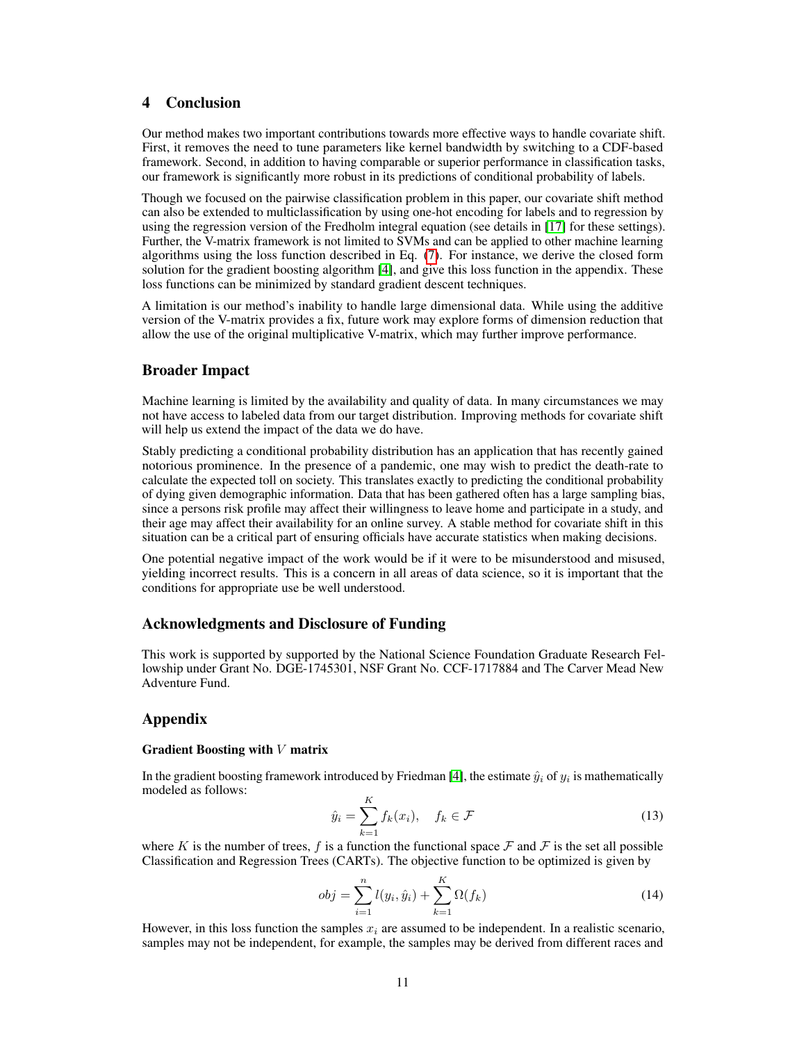## 4 Conclusion

Our method makes two important contributions towards more effective ways to handle covariate shift. First, it removes the need to tune parameters like kernel bandwidth by switching to a CDF-based framework. Second, in addition to having comparable or superior performance in classification tasks, our framework is significantly more robust in its predictions of conditional probability of labels.

Though we focused on the pairwise classification problem in this paper, our covariate shift method can also be extended to multiclassification by using one-hot encoding for labels and to regression by using the regression version of the Fredholm integral equation (see details in [17] for these settings). Further, the V-matrix framework is not limited to SVMs and can be applied to other machine learning algorithms using the loss function described in Eq. (7). For instance, we derive the closed form solution for the gradient boosting algorithm [4], and give this loss function in the appendix. These loss functions can be minimized by standard gradient descent techniques.

A limitation is our method's inability to handle large dimensional data. While using the additive version of the V-matrix provides a fix, future work may explore forms of dimension reduction that allow the use of the original multiplicative V-matrix, which may further improve performance.

## Broader Impact

Machine learning is limited by the availability and quality of data. In many circumstances we may not have access to labeled data from our target distribution. Improving methods for covariate shift will help us extend the impact of the data we do have.

Stably predicting a conditional probability distribution has an application that has recently gained notorious prominence. In the presence of a pandemic, one may wish to predict the death-rate to calculate the expected toll on society. This translates exactly to predicting the conditional probability of dying given demographic information. Data that has been gathered often has a large sampling bias, since a persons risk profile may affect their willingness to leave home and participate in a study, and their age may affect their availability for an online survey. A stable method for covariate shift in this situation can be a critical part of ensuring officials have accurate statistics when making decisions.

One potential negative impact of the work would be if it were to be misunderstood and misused, yielding incorrect results. This is a concern in all areas of data science, so it is important that the conditions for appropriate use be well understood.

## Acknowledgments and Disclosure of Funding

This work is supported by supported by the National Science Foundation Graduate Research Fellowship under Grant No. DGE-1745301, NSF Grant No. CCF-1717884 and The Carver Mead New Adventure Fund.

## Appendix

### Gradient Boosting with $V$ matrix

In the gradient boosting framework introduced by Friedman [4], the estimate $\hat{y}_i$ of $y_i$ is mathematically modeled as follows:

$$\hat{y}_i = \sum_{k=1}^{K} f_k(x_i), \quad f_k \in \mathcal{F} \tag{13}$$

where $K$ is the number of trees, $f$ is a function the functional space $\mathcal{F}$ and $\mathcal{F}$ is the set all possible Classification and Regression Trees (CARTs). The objective function to be optimized is given by

$$obj = \sum_{i=1}^{n} l(y_i, \hat{y}_i) + \sum_{k=1}^{K} \Omega(f_k) \tag{14}$$

However, in this loss function the samples $x_i$ are assumed to be independent. In a realistic scenario, samples may not be independent, for example, the samples may be derived from different races and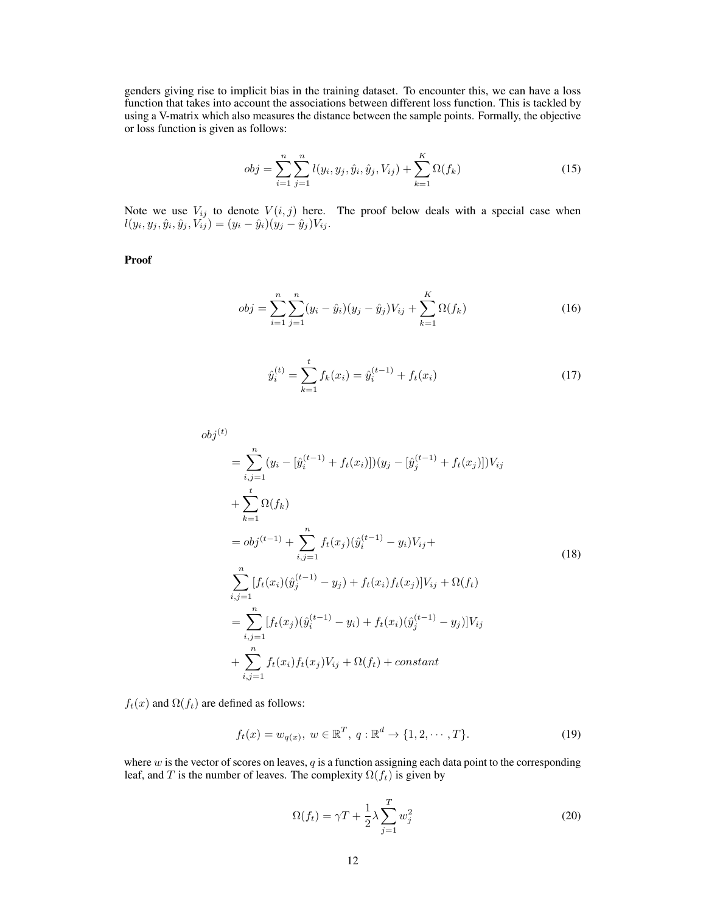genders giving rise to implicit bias in the training dataset. To encounter this, we can have a loss function that takes into account the associations between different loss function. This is tackled by using a V-matrix which also measures the distance between the sample points. Formally, the objective or loss function is given as follows:

$$obj = \sum_{i=1}^{n}\sum_{j=1}^{n} l(y_i, y_j, \hat{y}_i, \hat{y}_j, V_{ij}) + \sum_{k=1}^{K}\Omega(f_k) \tag{15}$$

Note we use $V_{ij}$ to denote $V(i,j)$ here. The proof below deals with a special case when $l(y_i, y_j, \hat{y}_i, \hat{y}_j, V_{ij}) = (y_i - \hat{y}_i)(y_j - \hat{y}_j)V_{ij}$.

**Proof**

$$obj = \sum_{i=1}^{n}\sum_{j=1}^{n}(y_i - \hat{y}_i)(y_j - \hat{y}_j)V_{ij} + \sum_{k=1}^{K}\Omega(f_k) \tag{16}$$

$$\hat{y}_i^{(t)} = \sum_{k=1}^{t} f_k(x_i) = \hat{y}_i^{(t-1)} + f_t(x_i) \tag{17}$$

$$\begin{aligned}
&obj^{(t)} \\
&= \sum_{i,j=1}^{n}(y_i - [\hat{y}_i^{(t-1)} + f_t(x_i)])(y_j - [\hat{y}_j^{(t-1)} + f_t(x_j)])V_{ij} \\
&+ \sum_{k=1}^{t}\Omega(f_k) \\
&= obj^{(t-1)} + \sum_{i,j=1}^{n} f_t(x_j)(\hat{y}_i^{(t-1)} - y_i)V_{ij} + \\
&\sum_{i,j=1}^{n}[f_t(x_i)(\hat{y}_j^{(t-1)} - y_j) + f_t(x_i)f_t(x_j)]V_{ij} + \Omega(f_t) \\
&= \sum_{i,j=1}^{n}[f_t(x_j)(\hat{y}_i^{(t-1)} - y_i) + f_t(x_i)(\hat{y}_j^{(t-1)} - y_j)]V_{ij} \\
&+ \sum_{i,j=1}^{n} f_t(x_i)f_t(x_j)V_{ij} + \Omega(f_t) + constant
\end{aligned} \tag{18}$$

$f_t(x)$ and $\Omega(f_t)$ are defined as follows:

$$f_t(x) = w_{q(x)},\ w \in \mathbb{R}^T,\ q : \mathbb{R}^d \to \{1, 2, \cdots, T\}. \tag{19}$$

where $w$ is the vector of scores on leaves, $q$ is a function assigning each data point to the corresponding leaf, and $T$ is the number of leaves. The complexity $\Omega(f_t)$ is given by

$$\Omega(f_t) = \gamma T + \frac{1}{2}\lambda\sum_{j=1}^{T} w_j^2 \tag{20}$$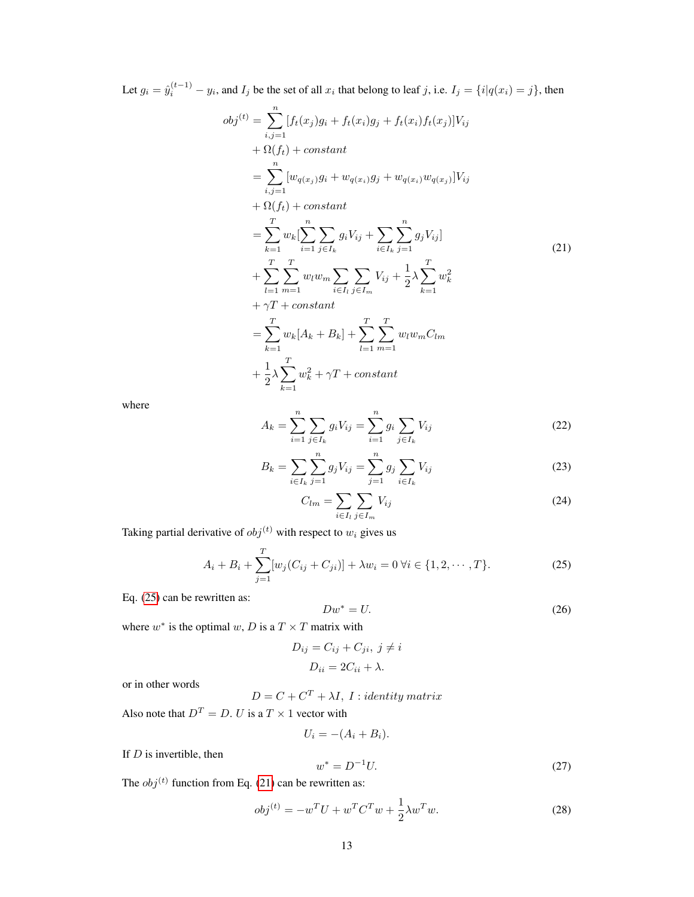Let $g_i = \hat{y}_i^{(t-1)} - y_i$, and $I_j$ be the set of all $x_i$ that belong to leaf $j$, i.e. $I_j = \{i | q(x_i) = j\}$, then

$$
\begin{aligned}
obj^{(t)} &= \sum_{i,j=1}^{n} [f_t(x_j) g_i + f_t(x_i) g_j + f_t(x_i) f_t(x_j)] V_{ij} \\
&+ \Omega(f_t) + constant \\
&= \sum_{i,j=1}^{n} [w_{q(x_j)} g_i + w_{q(x_i)} g_j + w_{q(x_i)} w_{q(x_j)}] V_{ij} \\
&+ \Omega(f_t) + constant \\
&= \sum_{k=1}^{T} w_k [\sum_{i=1}^{n} \sum_{j \in I_k} g_i V_{ij} + \sum_{i \in I_k} \sum_{j=1}^{n} g_j V_{ij}] \\
&+ \sum_{l=1}^{T} \sum_{m=1}^{T} w_l w_m \sum_{i \in I_l} \sum_{j \in I_m} V_{ij} + \frac{1}{2} \lambda \sum_{k=1}^{T} w_k^2 \\
&+ \gamma T + constant \\
&= \sum_{k=1}^{T} w_k [A_k + B_k] + \sum_{l=1}^{T} \sum_{m=1}^{T} w_l w_m C_{lm} \\
&+ \frac{1}{2} \lambda \sum_{k=1}^{T} w_k^2 + \gamma T + constant
\end{aligned}
\tag{21}
$$

where

$$
A_k = \sum_{i=1}^{n} \sum_{j \in I_k} g_i V_{ij} = \sum_{i=1}^{n} g_i \sum_{j \in I_k} V_{ij} \tag{22}
$$

$$
B_k = \sum_{i \in I_k} \sum_{j=1}^{n} g_j V_{ij} = \sum_{j=1}^{n} g_j \sum_{i \in I_k} V_{ij} \tag{23}
$$

$$
C_{lm} = \sum_{i \in I_l} \sum_{j \in I_m} V_{ij} \tag{24}
$$

Taking partial derivative of $obj^{(t)}$ with respect to $w_i$ gives us

$$
A_i + B_i + \sum_{j=1}^{T} [w_j (C_{ij} + C_{ji})] + \lambda w_i = 0 \; \forall i \in \{1, 2, \cdots, T\}. \tag{25}
$$

Eq. (25) can be rewritten as:

$$
D w^* = U. \tag{26}
$$

where $w^*$ is the optimal $w$, $D$ is a $T \times T$ matrix with

$$
D_{ij} = C_{ij} + C_{ji}, \; j \neq i
$$

$$
D_{ii} = 2C_{ii} + \lambda.
$$

or in other words

$$
D = C + C^T + \lambda I, \; I : identity \; matrix
$$

Also note that $D^T = D$. $U$ is a $T \times 1$ vector with

$$
U_i = -(A_i + B_i).
$$

If $D$ is invertible, then

$$
w^* = D^{-1} U. \tag{27}
$$

The $obj^{(t)}$ function from Eq. (21) can be rewritten as:

$$
obj^{(t)} = -w^T U + w^T C^T w + \frac{1}{2} \lambda w^T w. \tag{28}
$$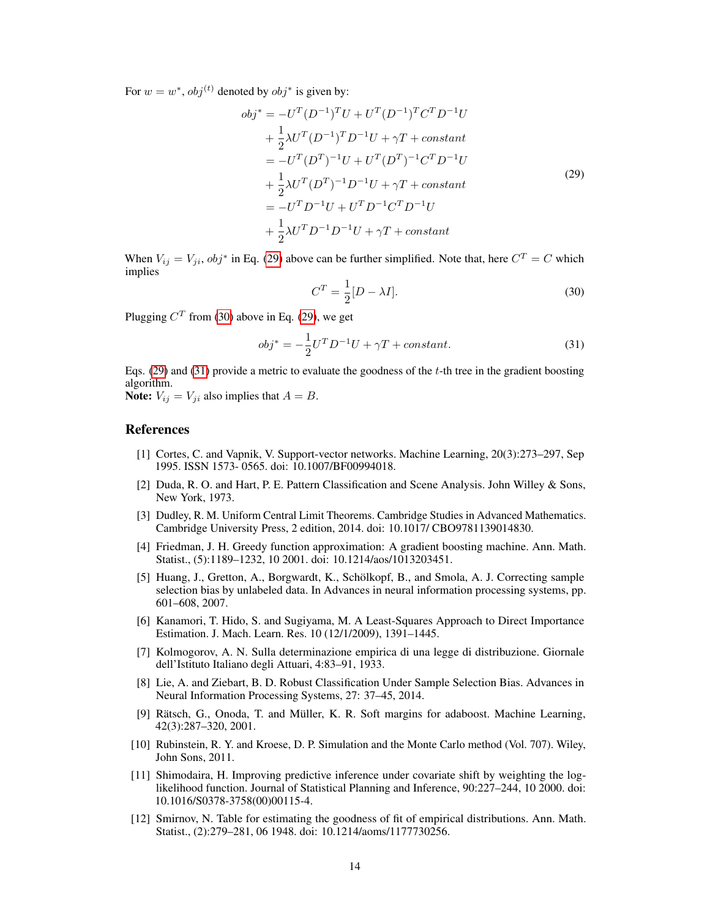For $w = w^*$, $obj^{(t)}$ denoted by $obj^*$ is given by:

$$
\begin{aligned}
obj^* &= -U^T(D^{-1})^T U + U^T (D^{-1})^T C^T D^{-1} U \\
&+ \frac{1}{2}\lambda U^T (D^{-1})^T D^{-1} U + \gamma T + constant \\
&= -U^T (D^T)^{-1} U + U^T (D^T)^{-1} C^T D^{-1} U \\
&+ \frac{1}{2}\lambda U^T (D^T)^{-1} D^{-1} U + \gamma T + constant \\
&= -U^T D^{-1} U + U^T D^{-1} C^T D^{-1} U \\
&+ \frac{1}{2}\lambda U^T D^{-1} D^{-1} U + \gamma T + constant
\end{aligned}
\tag{29}
$$

When $V_{ij} = V_{ji}$, $obj^*$ in Eq. (29) above can be further simplified. Note that, here $C^T = C$ which implies

$$
C^T = \frac{1}{2}[D - \lambda I]. \tag{30}
$$

Plugging $C^T$ from (30) above in Eq. (29), we get

$$
obj^* = -\frac{1}{2} U^T D^{-1} U + \gamma T + constant. \tag{31}
$$

Eqs. (29) and (31) provide a metric to evaluate the goodness of the $t$-th tree in the gradient boosting algorithm.
**Note:** $V_{ij} = V_{ji}$ also implies that $A = B$.

## References

[1] Cortes, C. and Vapnik, V. Support-vector networks. Machine Learning, 20(3):273–297, Sep 1995. ISSN 1573- 0565. doi: 10.1007/BF00994018.

[2] Duda, R. O. and Hart, P. E. Pattern Classification and Scene Analysis. John Willey & Sons, New York, 1973.

[3] Dudley, R. M. Uniform Central Limit Theorems. Cambridge Studies in Advanced Mathematics. Cambridge University Press, 2 edition, 2014. doi: 10.1017/ CBO9781139014830.

[4] Friedman, J. H. Greedy function approximation: A gradient boosting machine. Ann. Math. Statist., (5):1189–1232, 10 2001. doi: 10.1214/aos/1013203451.

[5] Huang, J., Gretton, A., Borgwardt, K., Schölkopf, B., and Smola, A. J. Correcting sample selection bias by unlabeled data. In Advances in neural information processing systems, pp. 601–608, 2007.

[6] Kanamori, T. Hido, S. and Sugiyama, M. A Least-Squares Approach to Direct Importance Estimation. J. Mach. Learn. Res. 10 (12/1/2009), 1391–1445.

[7] Kolmogorov, A. N. Sulla determinazione empirica di una legge di distribuzione. Giornale dell'Istituto Italiano degli Attuari, 4:83–91, 1933.

[8] Lie, A. and Ziebart, B. D. Robust Classification Under Sample Selection Bias. Advances in Neural Information Processing Systems, 27: 37–45, 2014.

[9] Rätsch, G., Onoda, T. and Müller, K. R. Soft margins for adaboost. Machine Learning, 42(3):287–320, 2001.

[10] Rubinstein, R. Y. and Kroese, D. P. Simulation and the Monte Carlo method (Vol. 707). Wiley, John Sons, 2011.

[11] Shimodaira, H. Improving predictive inference under covariate shift by weighting the log-likelihood function. Journal of Statistical Planning and Inference, 90:227–244, 10 2000. doi: 10.1016/S0378-3758(00)00115-4.

[12] Smirnov, N. Table for estimating the goodness of fit of empirical distributions. Ann. Math. Statist., (2):279–281, 06 1948. doi: 10.1214/aoms/1177730256.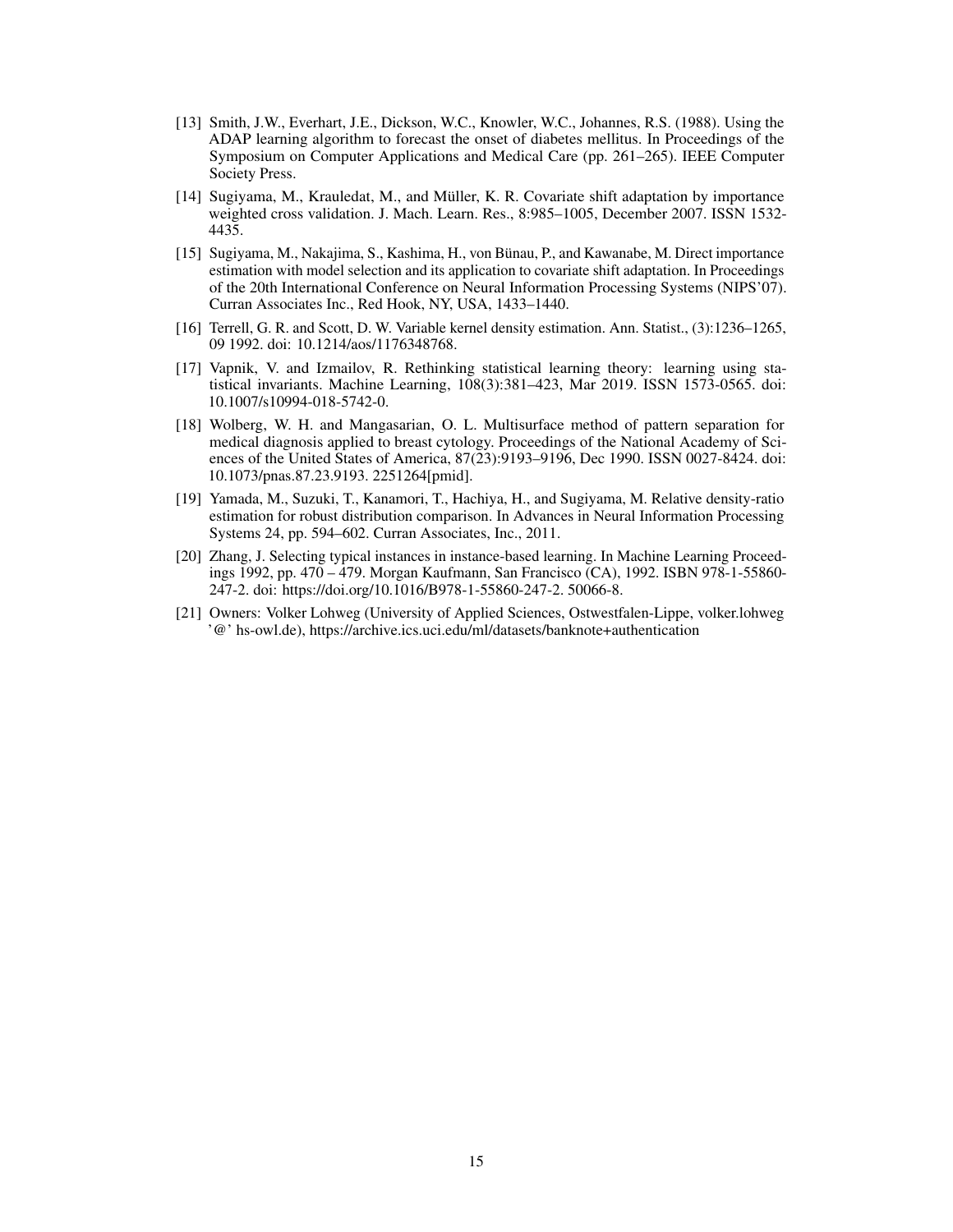[13] Smith, J.W., Everhart, J.E., Dickson, W.C., Knowler, W.C., Johannes, R.S. (1988). Using the ADAP learning algorithm to forecast the onset of diabetes mellitus. In Proceedings of the Symposium on Computer Applications and Medical Care (pp. 261–265). IEEE Computer Society Press.

[14] Sugiyama, M., Krauledat, M., and Müller, K. R. Covariate shift adaptation by importance weighted cross validation. J. Mach. Learn. Res., 8:985–1005, December 2007. ISSN 1532-4435.

[15] Sugiyama, M., Nakajima, S., Kashima, H., von Bünau, P., and Kawanabe, M. Direct importance estimation with model selection and its application to covariate shift adaptation. In Proceedings of the 20th International Conference on Neural Information Processing Systems (NIPS'07). Curran Associates Inc., Red Hook, NY, USA, 1433–1440.

[16] Terrell, G. R. and Scott, D. W. Variable kernel density estimation. Ann. Statist., (3):1236–1265, 09 1992. doi: 10.1214/aos/1176348768.

[17] Vapnik, V. and Izmailov, R. Rethinking statistical learning theory: learning using statistical invariants. Machine Learning, 108(3):381–423, Mar 2019. ISSN 1573-0565. doi: 10.1007/s10994-018-5742-0.

[18] Wolberg, W. H. and Mangasarian, O. L. Multisurface method of pattern separation for medical diagnosis applied to breast cytology. Proceedings of the National Academy of Sciences of the United States of America, 87(23):9193–9196, Dec 1990. ISSN 0027-8424. doi: 10.1073/pnas.87.23.9193. 2251264[pmid].

[19] Yamada, M., Suzuki, T., Kanamori, T., Hachiya, H., and Sugiyama, M. Relative density-ratio estimation for robust distribution comparison. In Advances in Neural Information Processing Systems 24, pp. 594–602. Curran Associates, Inc., 2011.

[20] Zhang, J. Selecting typical instances in instance-based learning. In Machine Learning Proceedings 1992, pp. 470 – 479. Morgan Kaufmann, San Francisco (CA), 1992. ISBN 978-1-55860-247-2. doi: https://doi.org/10.1016/B978-1-55860-247-2. 50066-8.

[21] Owners: Volker Lohweg (University of Applied Sciences, Ostwestfalen-Lippe, volker.lohweg '@' hs-owl.de), https://archive.ics.uci.edu/ml/datasets/banknote+authentication